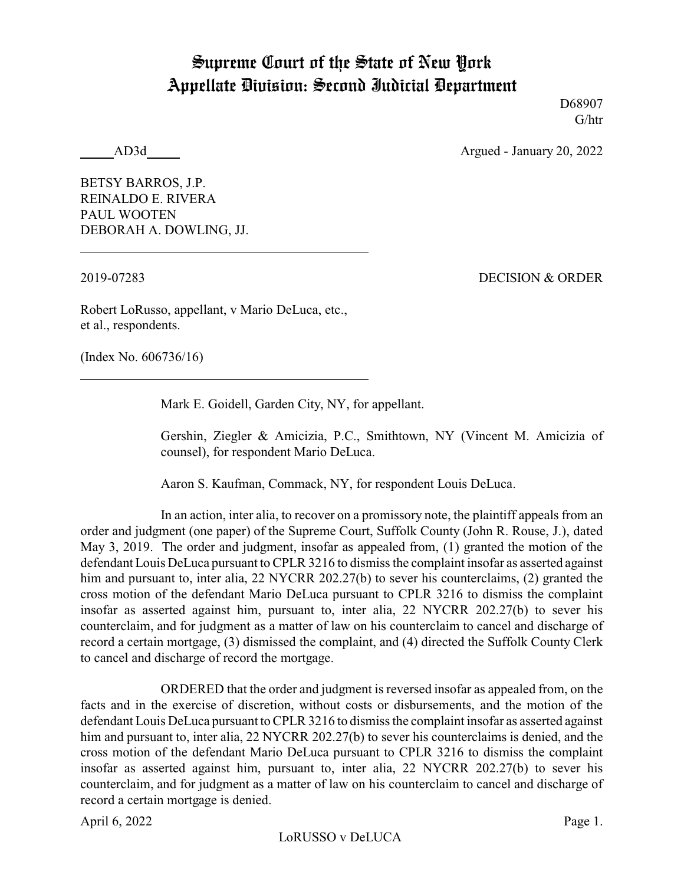# Supreme Court of the State of New York
## Appellate Division: Second Judicial Department

D68907
G/htr

_____AD3d_____ Argued - January 20, 2022

BETSY BARROS, J.P.
REINALDO E. RIVERA
PAUL WOOTEN
DEBORAH A. DOWLING, JJ.

---

2019-07283 DECISION & ORDER

Robert LoRusso, appellant, v Mario DeLuca, etc., et al., respondents.

(Index No. 606736/16)

---

Mark E. Goidell, Garden City, NY, for appellant.

Gershin, Ziegler & Amicizia, P.C., Smithtown, NY (Vincent M. Amicizia of counsel), for respondent Mario DeLuca.

Aaron S. Kaufman, Commack, NY, for respondent Louis DeLuca.

In an action, inter alia, to recover on a promissory note, the plaintiff appeals from an order and judgment (one paper) of the Supreme Court, Suffolk County (John R. Rouse, J.), dated May 3, 2019. The order and judgment, insofar as appealed from, (1) granted the motion of the defendant Louis DeLuca pursuant to CPLR 3216 to dismiss the complaint insofar as asserted against him and pursuant to, inter alia, 22 NYCRR 202.27(b) to sever his counterclaims, (2) granted the cross motion of the defendant Mario DeLuca pursuant to CPLR 3216 to dismiss the complaint insofar as asserted against him, pursuant to, inter alia, 22 NYCRR 202.27(b) to sever his counterclaim, and for judgment as a matter of law on his counterclaim to cancel and discharge of record a certain mortgage, (3) dismissed the complaint, and (4) directed the Suffolk County Clerk to cancel and discharge of record the mortgage.

ORDERED that the order and judgment is reversed insofar as appealed from, on the facts and in the exercise of discretion, without costs or disbursements, and the motion of the defendant Louis DeLuca pursuant to CPLR 3216 to dismiss the complaint insofar as asserted against him and pursuant to, inter alia, 22 NYCRR 202.27(b) to sever his counterclaims is denied, and the cross motion of the defendant Mario DeLuca pursuant to CPLR 3216 to dismiss the complaint insofar as asserted against him, pursuant to, inter alia, 22 NYCRR 202.27(b) to sever his counterclaim, and for judgment as a matter of law on his counterclaim to cancel and discharge of record a certain mortgage is denied.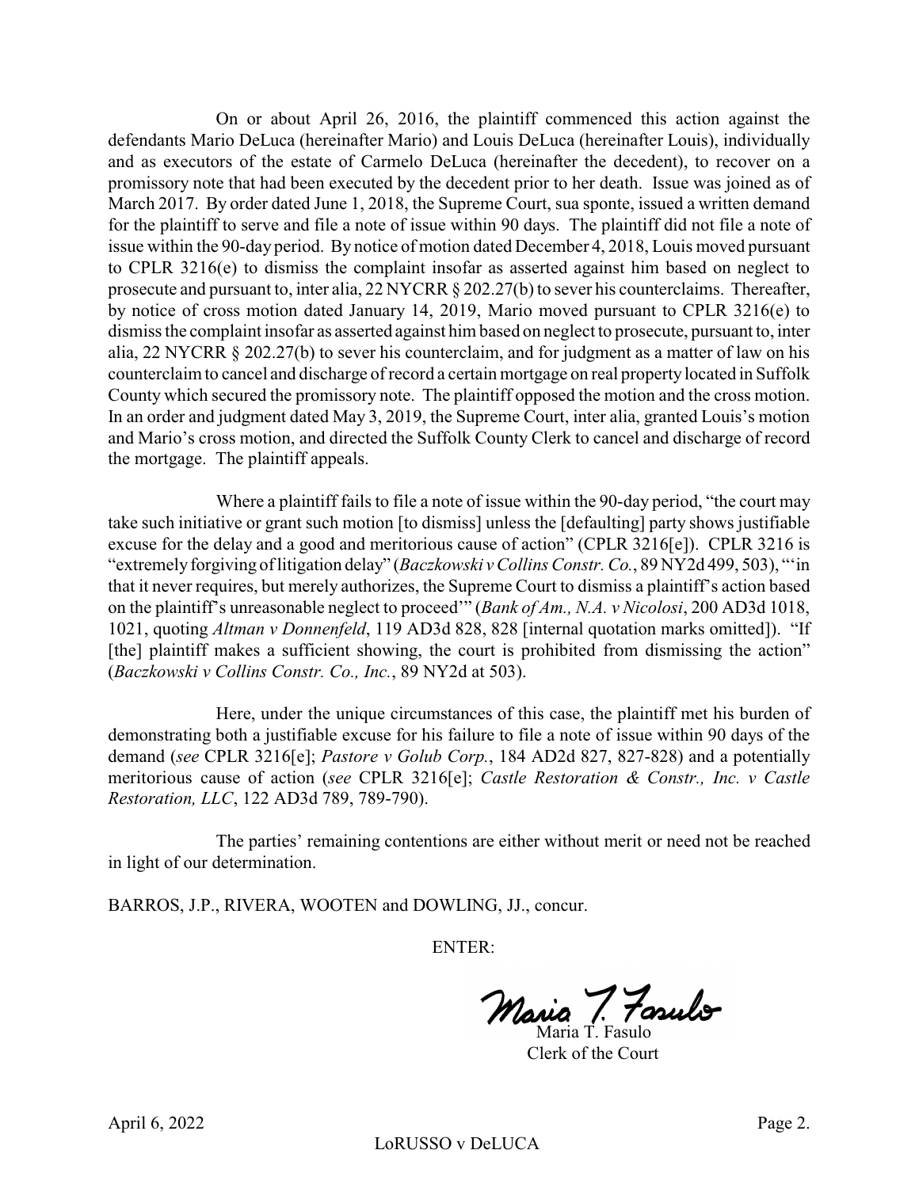On or about April 26, 2016, the plaintiff commenced this action against the defendants Mario DeLuca (hereinafter Mario) and Louis DeLuca (hereinafter Louis), individually and as executors of the estate of Carmelo DeLuca (hereinafter the decedent), to recover on a promissory note that had been executed by the decedent prior to her death. Issue was joined as of March 2017. By order dated June 1, 2018, the Supreme Court, sua sponte, issued a written demand for the plaintiff to serve and file a note of issue within 90 days. The plaintiff did not file a note of issue within the 90-day period. By notice of motion dated December 4, 2018, Louis moved pursuant to CPLR 3216(e) to dismiss the complaint insofar as asserted against him based on neglect to prosecute and pursuant to, inter alia, 22 NYCRR § 202.27(b) to sever his counterclaims. Thereafter, by notice of cross motion dated January 14, 2019, Mario moved pursuant to CPLR 3216(e) to dismiss the complaint insofar as asserted against him based on neglect to prosecute, pursuant to, inter alia, 22 NYCRR § 202.27(b) to sever his counterclaim, and for judgment as a matter of law on his counterclaim to cancel and discharge of record a certain mortgage on real property located in Suffolk County which secured the promissory note. The plaintiff opposed the motion and the cross motion. In an order and judgment dated May 3, 2019, the Supreme Court, inter alia, granted Louis's motion and Mario's cross motion, and directed the Suffolk County Clerk to cancel and discharge of record the mortgage. The plaintiff appeals.

Where a plaintiff fails to file a note of issue within the 90-day period, "the court may take such initiative or grant such motion [to dismiss] unless the [defaulting] party shows justifiable excuse for the delay and a good and meritorious cause of action" (CPLR 3216[e]). CPLR 3216 is "extremely forgiving of litigation delay" (*Baczkowski v Collins Constr. Co.*, 89 NY2d 499, 503), "'in that it never requires, but merely authorizes, the Supreme Court to dismiss a plaintiff's action based on the plaintiff's unreasonable neglect to proceed'" (*Bank of Am., N.A. v Nicolosi*, 200 AD3d 1018, 1021, quoting *Altman v Donnenfeld*, 119 AD3d 828, 828 [internal quotation marks omitted]). "If [the] plaintiff makes a sufficient showing, the court is prohibited from dismissing the action" (*Baczkowski v Collins Constr. Co., Inc.*, 89 NY2d at 503).

Here, under the unique circumstances of this case, the plaintiff met his burden of demonstrating both a justifiable excuse for his failure to file a note of issue within 90 days of the demand (*see* CPLR 3216[e]; *Pastore v Golub Corp.*, 184 AD2d 827, 827-828) and a potentially meritorious cause of action (*see* CPLR 3216[e]; *Castle Restoration & Constr., Inc. v Castle Restoration, LLC*, 122 AD3d 789, 789-790).

The parties' remaining contentions are either without merit or need not be reached in light of our determination.

BARROS, J.P., RIVERA, WOOTEN and DOWLING, JJ., concur.

ENTER:

Maria T. Fasulo
Clerk of the Court

April 6, 2022

LoRUSSO v DeLUCA